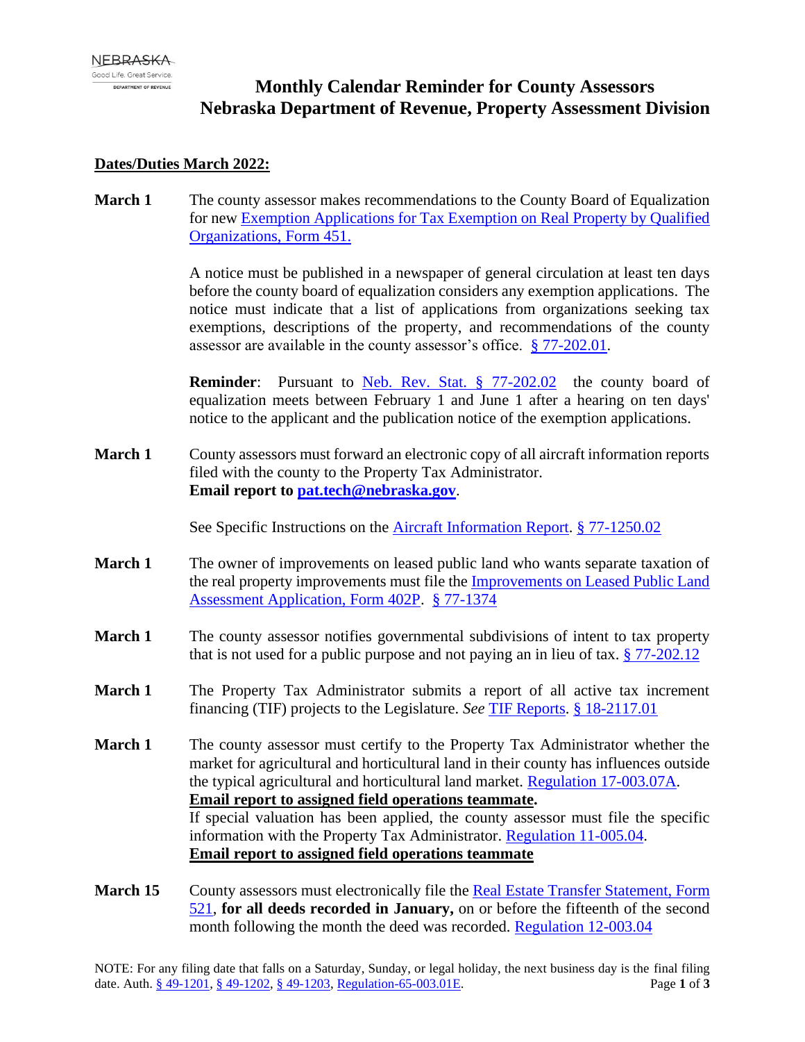# Monthly Calendar Reminder for County Assessors
# Nebraska Department of Revenue, Property Assessment Division

**Dates/Duties March 2022:**

**March 1** The county assessor makes recommendations to the County Board of Equalization for new Exemption Applications for Tax Exemption on Real Property by Qualified Organizations, Form 451.

A notice must be published in a newspaper of general circulation at least ten days before the county board of equalization considers any exemption applications. The notice must indicate that a list of applications from organizations seeking tax exemptions, descriptions of the property, and recommendations of the county assessor are available in the county assessor's office. § 77-202.01.

**Reminder**: Pursuant to Neb. Rev. Stat. § 77-202.02 the county board of equalization meets between February 1 and June 1 after a hearing on ten days' notice to the applicant and the publication notice of the exemption applications.

**March 1** County assessors must forward an electronic copy of all aircraft information reports filed with the county to the Property Tax Administrator.
**Email report to pat.tech@nebraska.gov**.

See Specific Instructions on the Aircraft Information Report. § 77-1250.02

**March 1** The owner of improvements on leased public land who wants separate taxation of the real property improvements must file the Improvements on Leased Public Land Assessment Application, Form 402P. § 77-1374

**March 1** The county assessor notifies governmental subdivisions of intent to tax property that is not used for a public purpose and not paying an in lieu of tax. § 77-202.12

**March 1** The Property Tax Administrator submits a report of all active tax increment financing (TIF) projects to the Legislature. *See* TIF Reports. § 18-2117.01

**March 1** The county assessor must certify to the Property Tax Administrator whether the market for agricultural and horticultural land in their county has influences outside the typical agricultural and horticultural land market. Regulation 17-003.07A.
**Email report to assigned field operations teammate.**
If special valuation has been applied, the county assessor must file the specific information with the Property Tax Administrator. Regulation 11-005.04.
**Email report to assigned field operations teammate**

**March 15** County assessors must electronically file the Real Estate Transfer Statement, Form 521, **for all deeds recorded in January,** on or before the fifteenth of the second month following the month the deed was recorded. Regulation 12-003.04

NOTE: For any filing date that falls on a Saturday, Sunday, or legal holiday, the next business day is the final filing date. Auth. § 49-1201, § 49-1202, § 49-1203, Regulation-65-003.01E.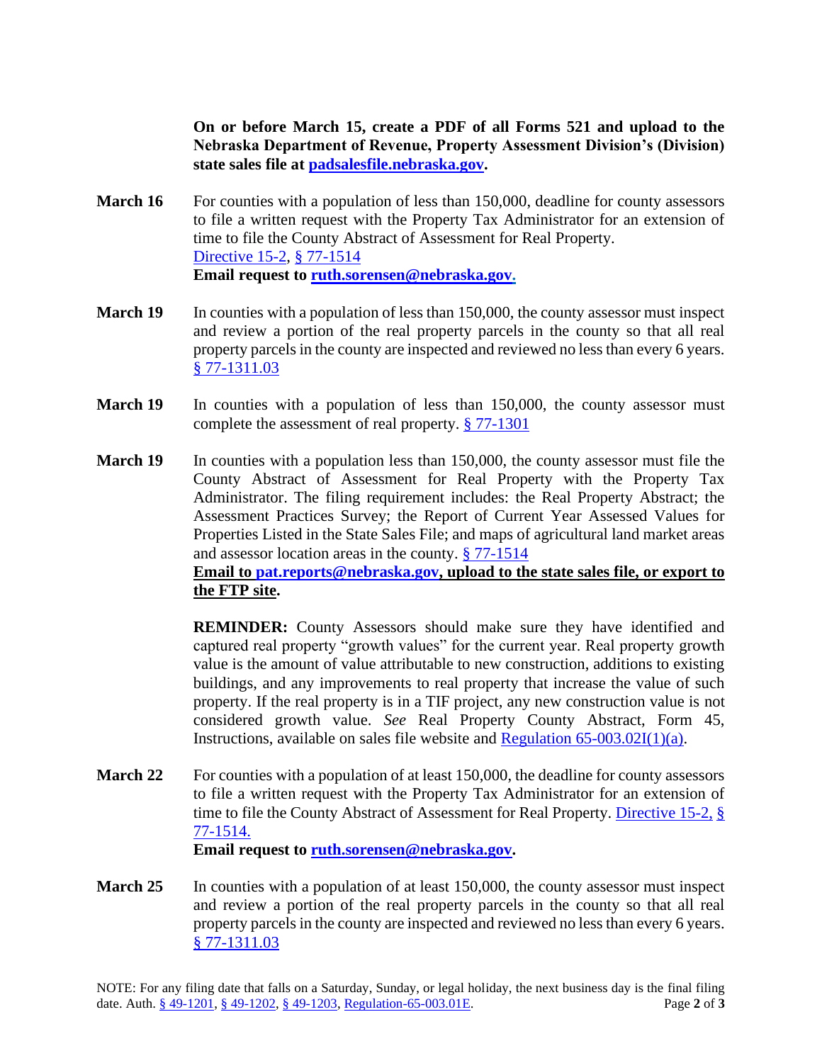**On or before March 15, create a PDF of all Forms 521 and upload to the Nebraska Department of Revenue, Property Assessment Division's (Division) state sales file at padsalesfile.nebraska.gov.**

**March 16** For counties with a population of less than 150,000, deadline for county assessors to file a written request with the Property Tax Administrator for an extension of time to file the County Abstract of Assessment for Real Property.
Directive 15-2, § 77-1514
**Email request to ruth.sorensen@nebraska.gov.**

**March 19** In counties with a population of less than 150,000, the county assessor must inspect and review a portion of the real property parcels in the county so that all real property parcels in the county are inspected and reviewed no less than every 6 years. § 77-1311.03

**March 19** In counties with a population of less than 150,000, the county assessor must complete the assessment of real property. § 77-1301

**March 19** In counties with a population less than 150,000, the county assessor must file the County Abstract of Assessment for Real Property with the Property Tax Administrator. The filing requirement includes: the Real Property Abstract; the Assessment Practices Survey; the Report of Current Year Assessed Values for Properties Listed in the State Sales File; and maps of agricultural land market areas and assessor location areas in the county. § 77-1514
**Email to pat.reports@nebraska.gov, upload to the state sales file, or export to the FTP site.**

**REMINDER:** County Assessors should make sure they have identified and captured real property "growth values" for the current year. Real property growth value is the amount of value attributable to new construction, additions to existing buildings, and any improvements to real property that increase the value of such property. If the real property is in a TIF project, any new construction value is not considered growth value. *See* Real Property County Abstract, Form 45, Instructions, available on sales file website and Regulation 65-003.02I(1)(a).

**March 22** For counties with a population of at least 150,000, the deadline for county assessors to file a written request with the Property Tax Administrator for an extension of time to file the County Abstract of Assessment for Real Property. Directive 15-2, § 77-1514.
**Email request to ruth.sorensen@nebraska.gov.**

**March 25** In counties with a population of at least 150,000, the county assessor must inspect and review a portion of the real property parcels in the county so that all real property parcels in the county are inspected and reviewed no less than every 6 years. § 77-1311.03

NOTE: For any filing date that falls on a Saturday, Sunday, or legal holiday, the next business day is the final filing date. Auth. § 49-1201, § 49-1202, § 49-1203, Regulation-65-003.01E.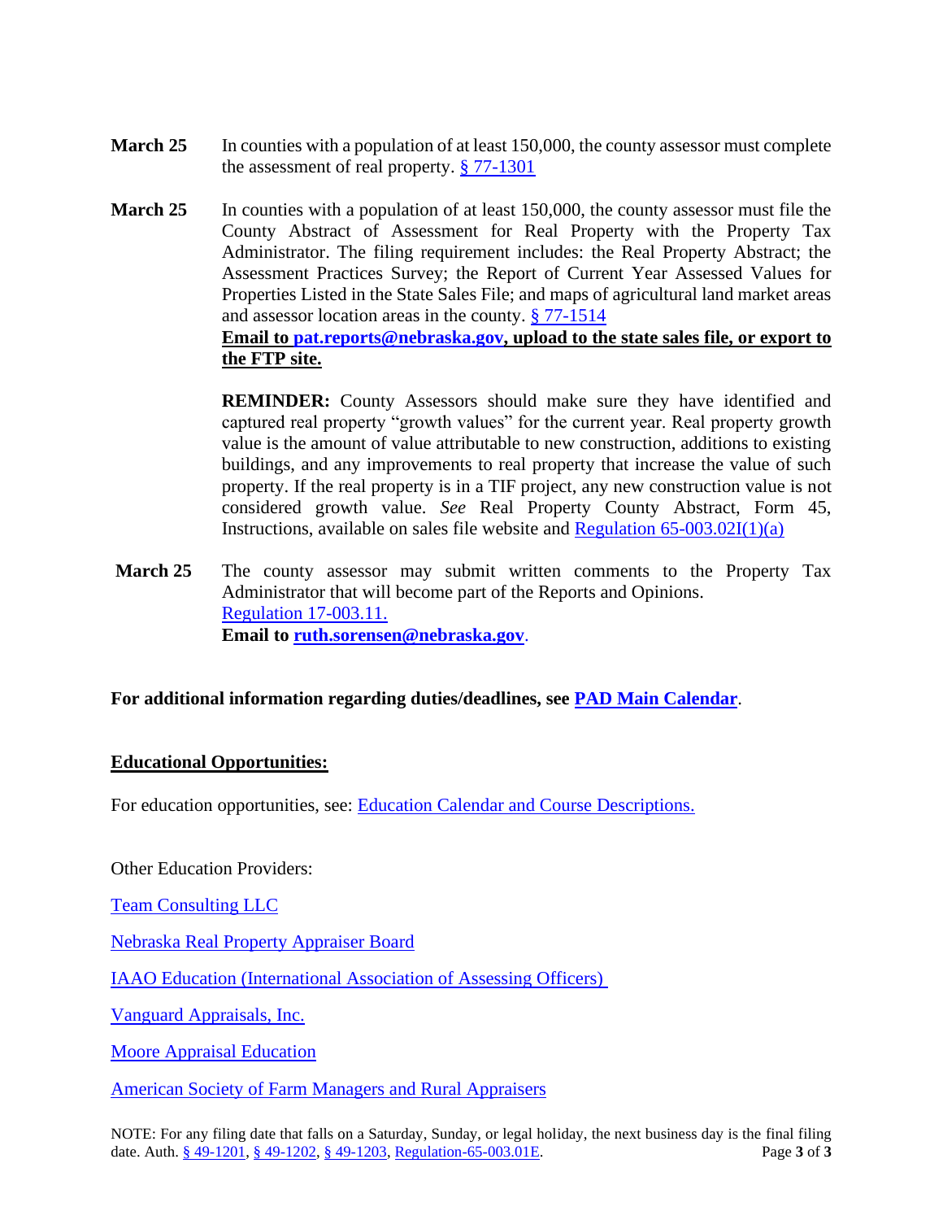**March 25** In counties with a population of at least 150,000, the county assessor must complete the assessment of real property. § 77-1301

**March 25** In counties with a population of at least 150,000, the county assessor must file the County Abstract of Assessment for Real Property with the Property Tax Administrator. The filing requirement includes: the Real Property Abstract; the Assessment Practices Survey; the Report of Current Year Assessed Values for Properties Listed in the State Sales File; and maps of agricultural land market areas and assessor location areas in the county. § 77-1514
**Email to pat.reports@nebraska.gov, upload to the state sales file, or export to the FTP site.**

**REMINDER:** County Assessors should make sure they have identified and captured real property "growth values" for the current year. Real property growth value is the amount of value attributable to new construction, additions to existing buildings, and any improvements to real property that increase the value of such property. If the real property is in a TIF project, any new construction value is not considered growth value. *See* Real Property County Abstract, Form 45, Instructions, available on sales file website and Regulation 65-003.02I(1)(a)

**March 25** The county assessor may submit written comments to the Property Tax Administrator that will become part of the Reports and Opinions. Regulation 17-003.11.
**Email to ruth.sorensen@nebraska.gov**.

**For additional information regarding duties/deadlines, see PAD Main Calendar**.

**Educational Opportunities:**

For education opportunities, see: Education Calendar and Course Descriptions.

Other Education Providers:

Team Consulting LLC

Nebraska Real Property Appraiser Board

IAAO Education (International Association of Assessing Officers)

Vanguard Appraisals, Inc.

Moore Appraisal Education

American Society of Farm Managers and Rural Appraisers

NOTE: For any filing date that falls on a Saturday, Sunday, or legal holiday, the next business day is the final filing date. Auth. § 49-1201, § 49-1202, § 49-1203, Regulation-65-003.01E.